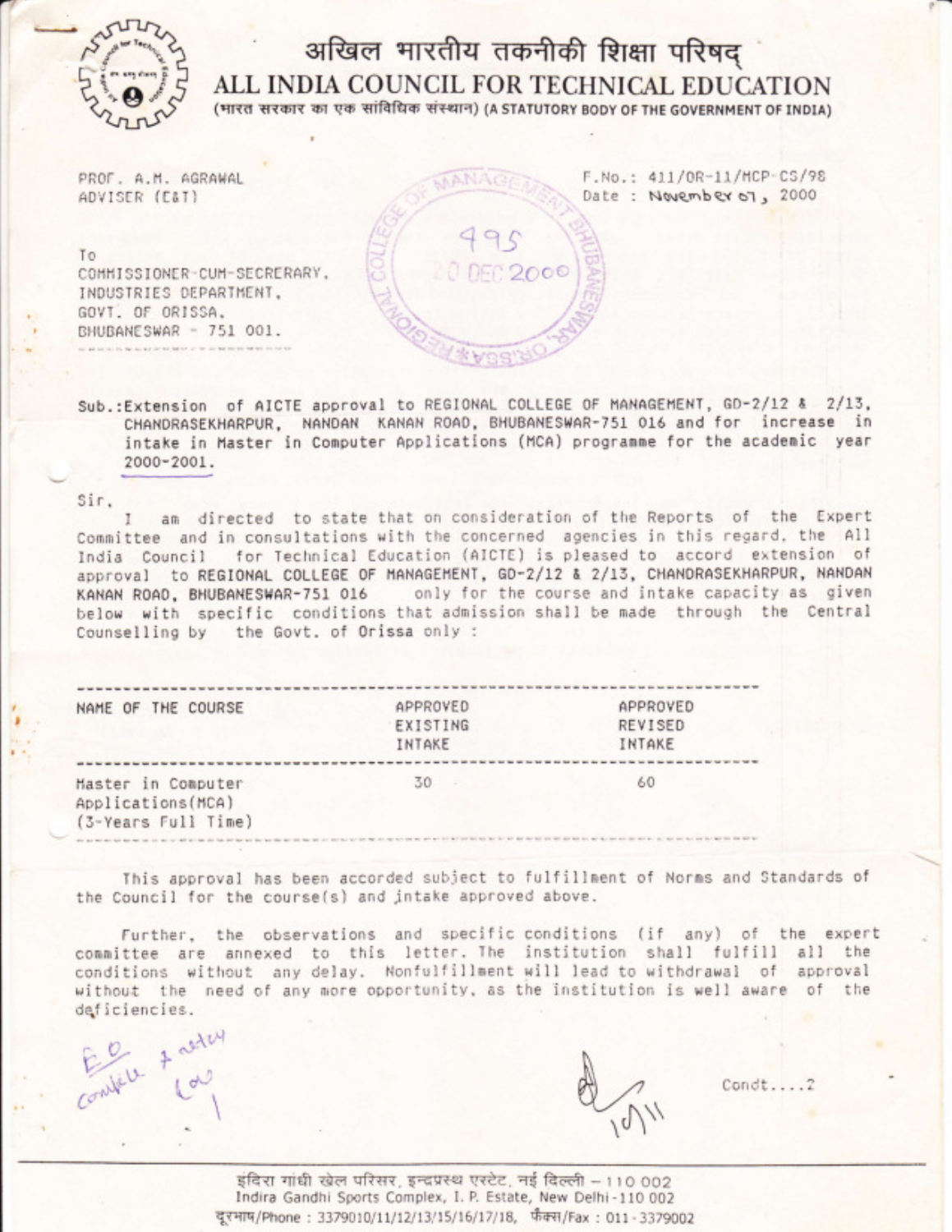# अखिल भारतीय तकनीकी शिक्षा परिषद्

## ALL INDIA COUNCIL FOR TECHNICAL EDUCATION

(भारत सरकार का एक सांविधिक संस्थान) (A STATUTORY BODY OF THE GOVERNMENT OF INDIA)

PROF. A.M. AGRAWAL
ADVISER (E&T)

F.No.: 411/OR-11/MCP-CS/98
Date : November 07, 2000

To
COMMISSIONER-CUM-SECRERARY,
INDUSTRIES DEPARTMENT,
GOVT. OF ORISSA,
BHUBANESWAR - 751 001.

Sub.:Extension of AICTE approval to REGIONAL COLLEGE OF MANAGEMENT, GD-2/12 & 2/13, CHANDRASEKHARPUR, NANDAN KANAN ROAD, BHUBANESWAR-751 016 and for increase in intake in Master in Computer Applications (MCA) programme for the academic year 2000-2001.

Sir,

I am directed to state that on consideration of the Reports of the Expert Committee and in consultations with the concerned agencies in this regard, the All India Council for Technical Education (AICTE) is pleased to accord extension of approval to REGIONAL COLLEGE OF MANAGEMENT, GD-2/12 & 2/13, CHANDRASEKHARPUR, NANDAN KANAN ROAD, BHUBANESWAR-751 016 only for the course and intake capacity as given below with specific conditions that admission shall be made through the Central Counselling by the Govt. of Orissa only :

| NAME OF THE COURSE | APPROVED EXISTING INTAKE | APPROVED REVISED INTAKE |
|---|---|---|
| Master in Computer Applications(MCA) (3-Years Full Time) | 30 | 60 |

This approval has been accorded subject to fulfillment of Norms and Standards of the Council for the course(s) and intake approved above.

Further, the observations and specific conditions (if any) of the expert committee are annexed to this letter. The institution shall fulfill all the conditions without any delay. Nonfulfillment will lead to withdrawal of approval without the need of any more opportunity, as the institution is well aware of the deficiencies.

Condt....2

इंदिरा गांधी खेल परिसर, इन्द्रप्रस्थ एस्टेट, नई दिल्ली – 110 002
Indira Gandhi Sports Complex, I. P. Estate, New Delhi-110 002
दूरभाष/Phone : 3379010/11/12/13/15/16/17/18, फैक्स/Fax : 011-3379002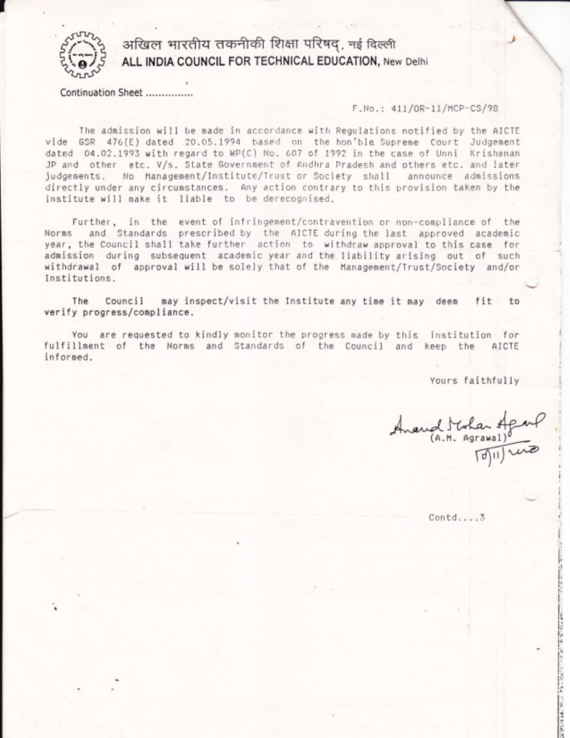अखिल भारतीय तकनीकी शिक्षा परिषद्, नई दिल्ली
**ALL INDIA COUNCIL FOR TECHNICAL EDUCATION, New Delhi**

Continuation Sheet ..............

F.No.: 411/OR-11/MCP-CS/98

The admission will be made in accordance with Regulations notified by the AICTE vide GSR 476(E) dated 20.05.1994 based on the hon'ble Supreme Court Judgement dated 04.02.1993 with regard to WP(C) No. 607 of 1992 in the case of Unni Krishanan JP and other etc. V/s. State Government of Andhra Pradesh and others etc. and later judgements. No Management/Institute/Trust or Society shall announce admissions directly under any circumstances. Any action contrary to this provision taken by the institute will make it liable to be derecognised.

Further, in the event of infringement/contravention or non-compliance of the Norms and Standards prescribed by the AICTE during the last approved academic year, the Council shall take further action to withdraw approval to this case for admission during subsequent academic year and the liability arising out of such withdrawal of approval will be solely that of the Management/Trust/Society and/or Institutions.

The Council may inspect/visit the Institute any time it may deem fit to verify progress/compliance.

You are requested to kindly monitor the progress made by this institution for fulfillment of the Norms and Standards of the Council and keep the AICTE informed.

Yours faithfully

Anand Mohan Agrawal
(A.M. Agrawal)
10/11/98

Contd....3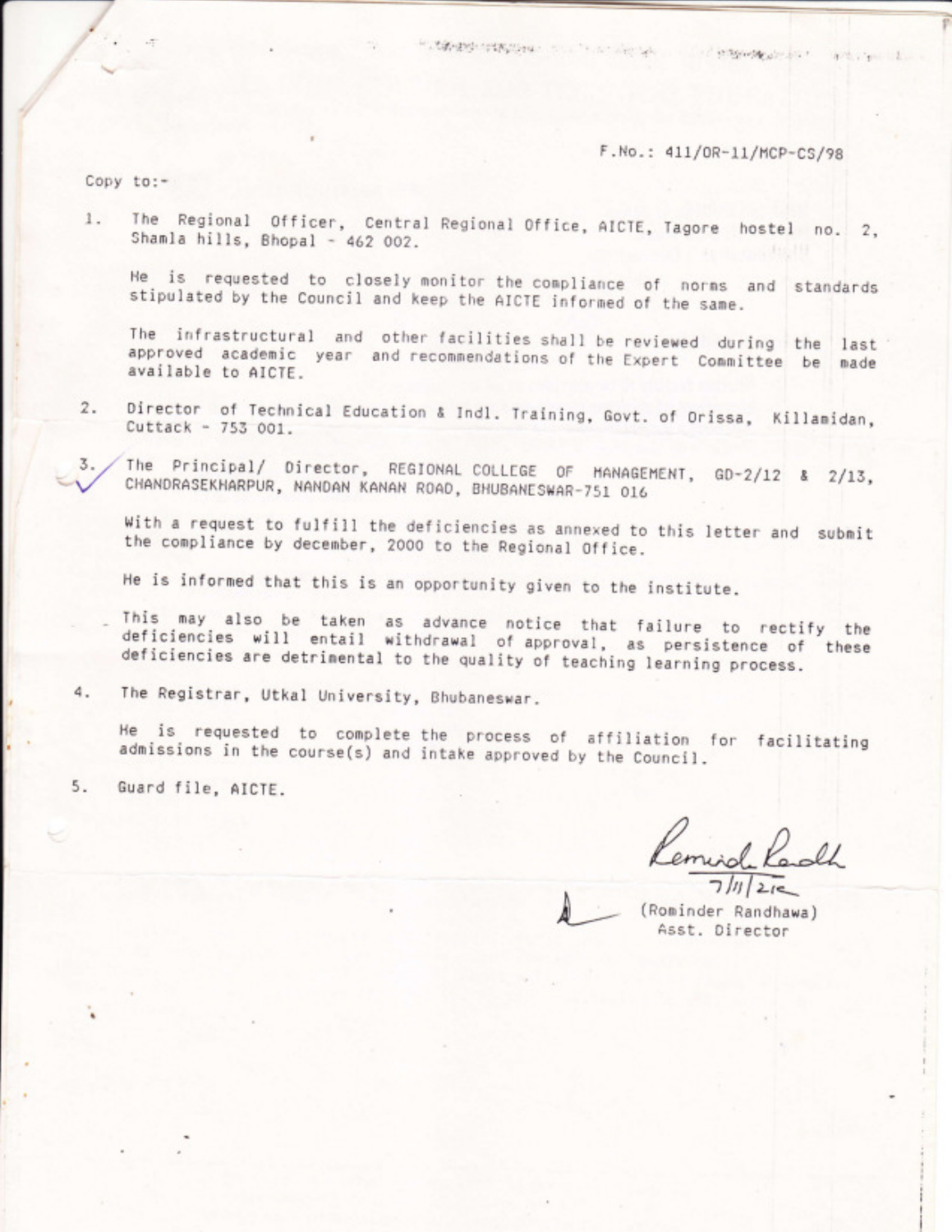F.No.: 411/OR-11/MCP-CS/98

Copy to:-

1. The Regional Officer, Central Regional Office, AICTE, Tagore hostel no. 2, Shamla hills, Bhopal - 462 002.

   He is requested to closely monitor the compliance of norms and standards stipulated by the Council and keep the AICTE informed of the same.

   The infrastructural and other facilities shall be reviewed during the last approved academic year and recommendations of the Expert Committee be made available to AICTE.

2. Director of Technical Education & Indl. Training, Govt. of Orissa, Killamidan, Cuttack - 753 001.

3. The Principal/ Director, REGIONAL COLLEGE OF MANAGEMENT, GD-2/12 & 2/13, CHANDRASEKHARPUR, NANDAN KANAN ROAD, BHUBANESWAR-751 016

   With a request to fulfill the deficiencies as annexed to this letter and submit the compliance by december, 2000 to the Regional Office.

   He is informed that this is an opportunity given to the institute.

   This may also be taken as advance notice that failure to rectify the deficiencies will entail withdrawal of approval, as persistence of these deficiencies are detrimental to the quality of teaching learning process.

4. The Registrar, Utkal University, Bhubaneswar.

   He is requested to complete the process of affiliation for facilitating admissions in the course(s) and intake approved by the Council.

5. Guard file, AICTE.

7/11/2K

(Rominder Randhawa)
Asst. Director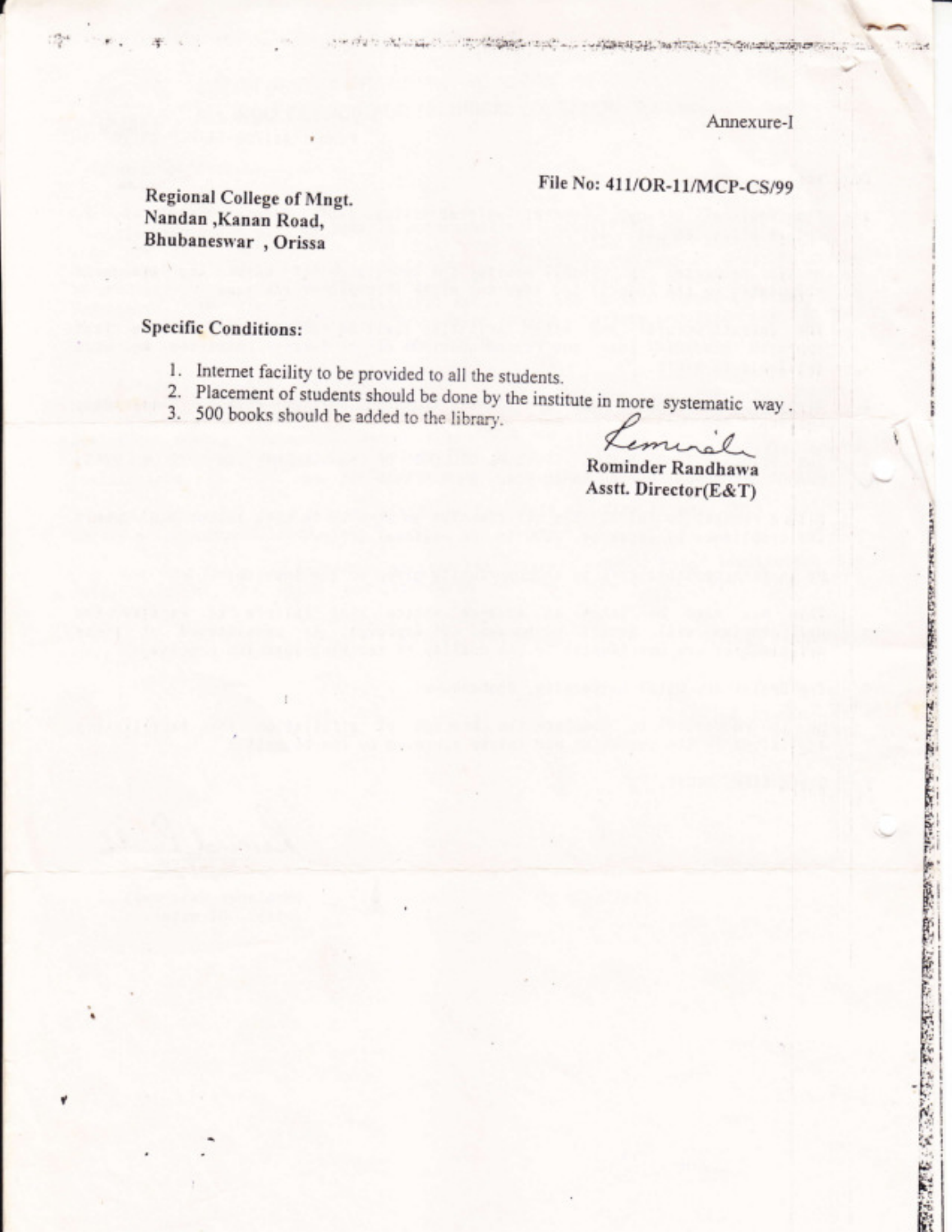Annexure-I

File No: 411/OR-11/MCP-CS/99

**Regional College of Mngt.**
**Nandan ,Kanan Road,**
**Bhubaneswar , Orissa**

**Specific Conditions:**

1. Internet facility to be provided to all the students.
2. Placement of students should be done by the institute in more systematic way .
3. 500 books should be added to the library.

**Rominder Randhawa**
**Asstt. Director(E&T)**